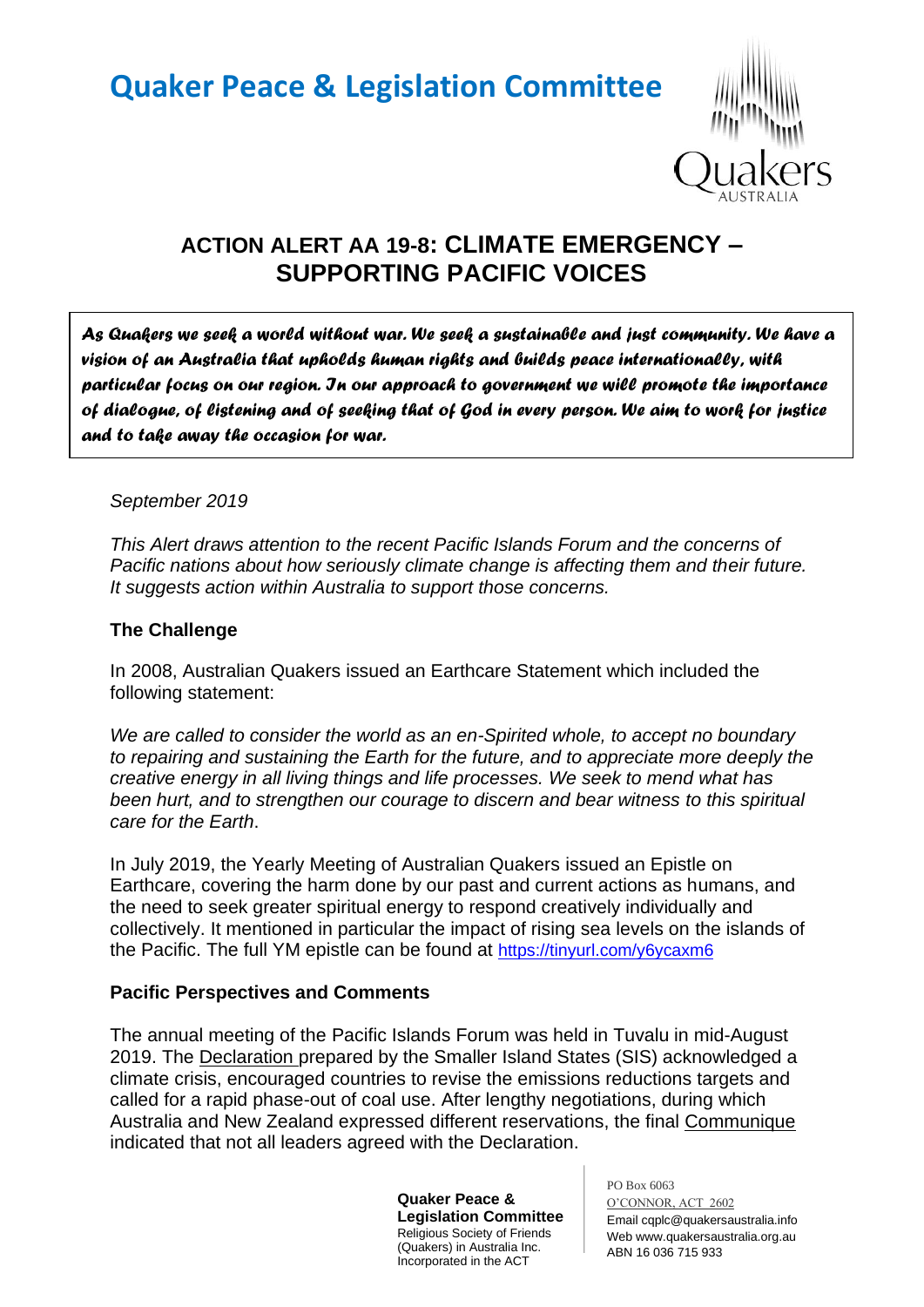# Quaker Peace & Legislation Committee

## ACTION ALERT AA 19-8: CLIMATE EMERGENCY – SUPPORTING PACIFIC VOICES

*As Quakers we seek a world without war. We seek a sustainable and just community. We have a vision of an Australia that upholds human rights and builds peace internationally, with particular focus on our region. In our approach to government we will promote the importance of dialogue, of listening and of seeking that of God in every person. We aim to work for justice and to take away the occasion for war.*

*September 2019*

*This Alert draws attention to the recent Pacific Islands Forum and the concerns of Pacific nations about how seriously climate change is affecting them and their future. It suggests action within Australia to support those concerns.*

### The Challenge

In 2008, Australian Quakers issued an Earthcare Statement which included the following statement:

*We are called to consider the world as an en-Spirited whole, to accept no boundary to repairing and sustaining the Earth for the future, and to appreciate more deeply the creative energy in all living things and life processes. We seek to mend what has been hurt, and to strengthen our courage to discern and bear witness to this spiritual care for the Earth*.

In July 2019, the Yearly Meeting of Australian Quakers issued an Epistle on Earthcare, covering the harm done by our past and current actions as humans, and the need to seek greater spiritual energy to respond creatively individually and collectively. It mentioned in particular the impact of rising sea levels on the islands of the Pacific. The full YM epistle can be found at https://tinyurl.com/y6ycaxm6

### Pacific Perspectives and Comments

The annual meeting of the Pacific Islands Forum was held in Tuvalu in mid-August 2019. The Declaration prepared by the Smaller Island States (SIS) acknowledged a climate crisis, encouraged countries to revise the emissions reductions targets and called for a rapid phase-out of coal use. After lengthy negotiations, during which Australia and New Zealand expressed different reservations, the final Communique indicated that not all leaders agreed with the Declaration.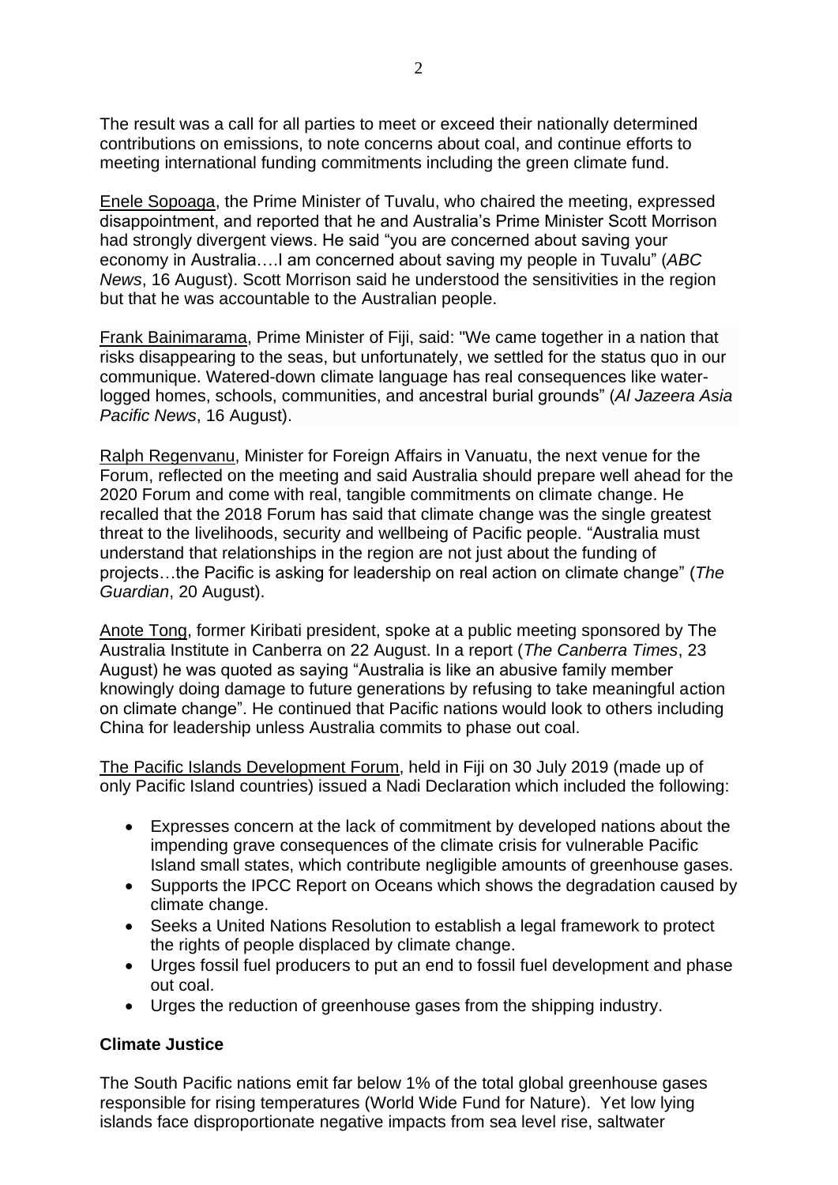The result was a call for all parties to meet or exceed their nationally determined contributions on emissions, to note concerns about coal, and continue efforts to meeting international funding commitments including the green climate fund.

Enele Sopoaga, the Prime Minister of Tuvalu, who chaired the meeting, expressed disappointment, and reported that he and Australia's Prime Minister Scott Morrison had strongly divergent views. He said "you are concerned about saving your economy in Australia….I am concerned about saving my people in Tuvalu" (*ABC News*, 16 August). Scott Morrison said he understood the sensitivities in the region but that he was accountable to the Australian people.

Frank Bainimarama, Prime Minister of Fiji, said: "We came together in a nation that risks disappearing to the seas, but unfortunately, we settled for the status quo in our communique. Watered-down climate language has real consequences like water-logged homes, schools, communities, and ancestral burial grounds" (*Al Jazeera Asia Pacific News*, 16 August).

Ralph Regenvanu, Minister for Foreign Affairs in Vanuatu, the next venue for the Forum, reflected on the meeting and said Australia should prepare well ahead for the 2020 Forum and come with real, tangible commitments on climate change. He recalled that the 2018 Forum has said that climate change was the single greatest threat to the livelihoods, security and wellbeing of Pacific people. "Australia must understand that relationships in the region are not just about the funding of projects…the Pacific is asking for leadership on real action on climate change" (*The Guardian*, 20 August).

Anote Tong, former Kiribati president, spoke at a public meeting sponsored by The Australia Institute in Canberra on 22 August. In a report (*The Canberra Times*, 23 August) he was quoted as saying "Australia is like an abusive family member knowingly doing damage to future generations by refusing to take meaningful action on climate change". He continued that Pacific nations would look to others including China for leadership unless Australia commits to phase out coal.

The Pacific Islands Development Forum, held in Fiji on 30 July 2019 (made up of only Pacific Island countries) issued a Nadi Declaration which included the following:

- Expresses concern at the lack of commitment by developed nations about the impending grave consequences of the climate crisis for vulnerable Pacific Island small states, which contribute negligible amounts of greenhouse gases.
- Supports the IPCC Report on Oceans which shows the degradation caused by climate change.
- Seeks a United Nations Resolution to establish a legal framework to protect the rights of people displaced by climate change.
- Urges fossil fuel producers to put an end to fossil fuel development and phase out coal.
- Urges the reduction of greenhouse gases from the shipping industry.

## Climate Justice

The South Pacific nations emit far below 1% of the total global greenhouse gases responsible for rising temperatures (World Wide Fund for Nature). Yet low lying islands face disproportionate negative impacts from sea level rise, saltwater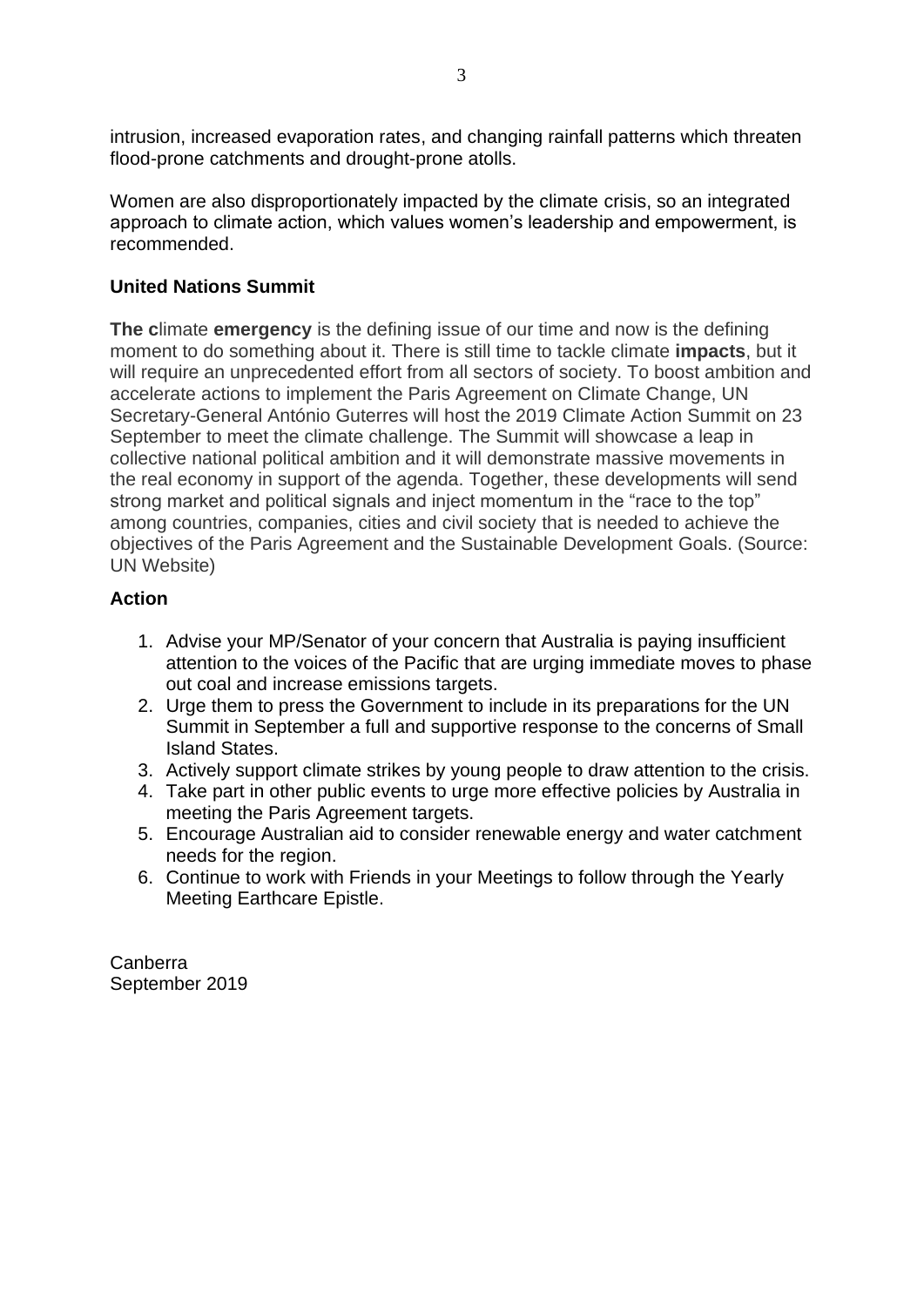intrusion, increased evaporation rates, and changing rainfall patterns which threaten flood-prone catchments and drought-prone atolls.

Women are also disproportionately impacted by the climate crisis, so an integrated approach to climate action, which values women's leadership and empowerment, is recommended.

## United Nations Summit

**The c**limate **emergency** is the defining issue of our time and now is the defining moment to do something about it. There is still time to tackle climate **impacts**, but it will require an unprecedented effort from all sectors of society. To boost ambition and accelerate actions to implement the Paris Agreement on Climate Change, UN Secretary-General António Guterres will host the 2019 Climate Action Summit on 23 September to meet the climate challenge. The Summit will showcase a leap in collective national political ambition and it will demonstrate massive movements in the real economy in support of the agenda. Together, these developments will send strong market and political signals and inject momentum in the "race to the top" among countries, companies, cities and civil society that is needed to achieve the objectives of the Paris Agreement and the Sustainable Development Goals. (Source: UN Website)

## Action

1. Advise your MP/Senator of your concern that Australia is paying insufficient attention to the voices of the Pacific that are urging immediate moves to phase out coal and increase emissions targets.
2. Urge them to press the Government to include in its preparations for the UN Summit in September a full and supportive response to the concerns of Small Island States.
3. Actively support climate strikes by young people to draw attention to the crisis.
4. Take part in other public events to urge more effective policies by Australia in meeting the Paris Agreement targets.
5. Encourage Australian aid to consider renewable energy and water catchment needs for the region.
6. Continue to work with Friends in your Meetings to follow through the Yearly Meeting Earthcare Epistle.

Canberra
September 2019